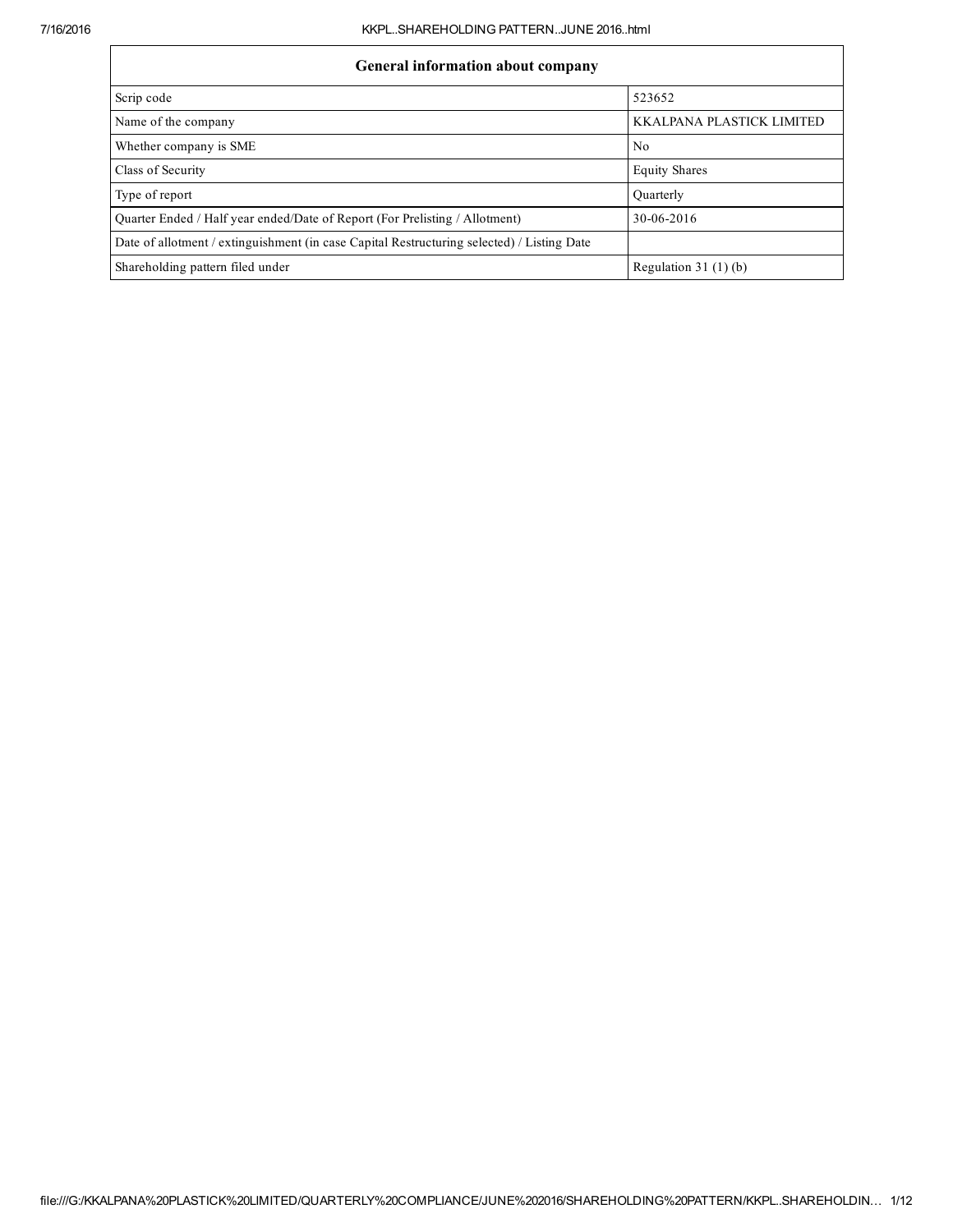| General information about company | |
|---|---|
| Scrip code | 523652 |
| Name of the company | KKALPANA PLASTICK LIMITED |
| Whether company is SME | No |
| Class of Security | Equity Shares |
| Type of report | Quarterly |
| Quarter Ended / Half year ended/Date of Report (For Prelisting / Allotment) | 30-06-2016 |
| Date of allotment / extinguishment (in case Capital Restructuring selected) / Listing Date | |
| Shareholding pattern filed under | Regulation 31 (1) (b) |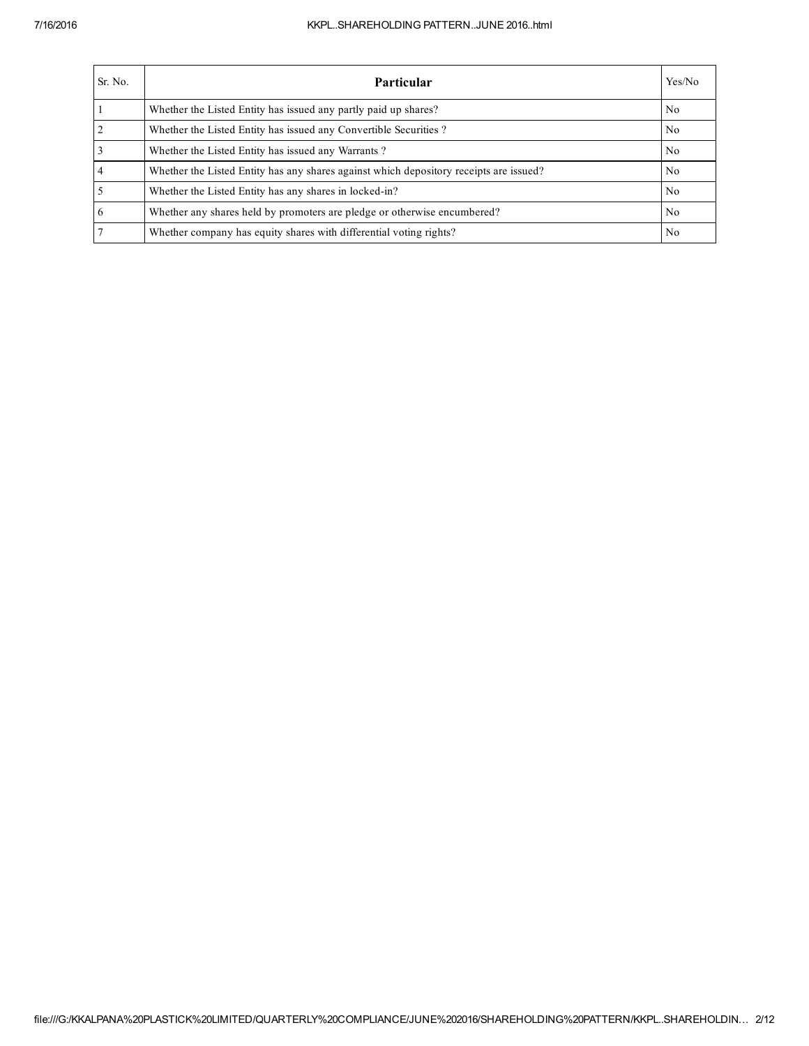| Sr. No. | Particular | Yes/No |
|---|---|---|
| 1 | Whether the Listed Entity has issued any partly paid up shares? | No |
| 2 | Whether the Listed Entity has issued any Convertible Securities ? | No |
| 3 | Whether the Listed Entity has issued any Warrants ? | No |
| 4 | Whether the Listed Entity has any shares against which depository receipts are issued? | No |
| 5 | Whether the Listed Entity has any shares in locked-in? | No |
| 6 | Whether any shares held by promoters are pledge or otherwise encumbered? | No |
| 7 | Whether company has equity shares with differential voting rights? | No |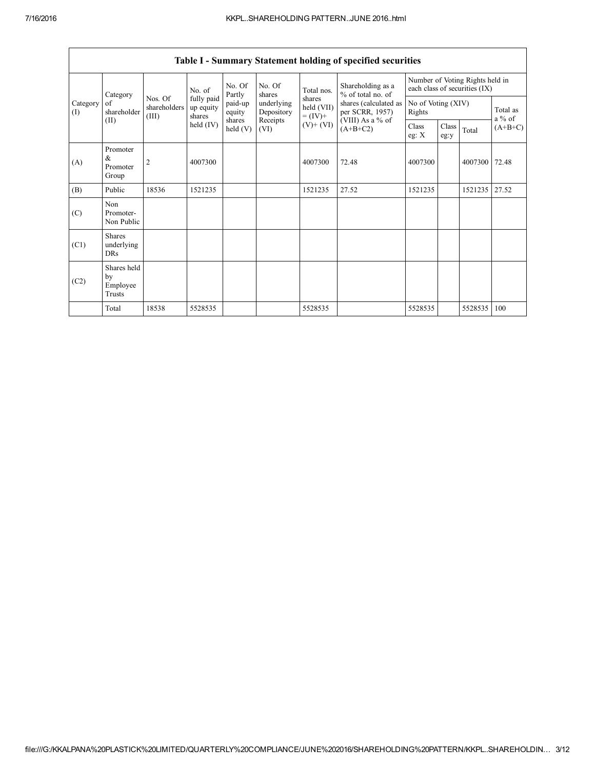## Table I - Summary Statement holding of specified securities

| Category (I) | Category of shareholder (II) | Nos. Of shareholders (III) | No. of fully paid up equity shares held (IV) | No. Of Partly paid-up equity shares held (V) | No. Of shares underlying Depository Receipts (VI) | Total nos. shares held (VII) = (IV)+ (V)+ (VI) | Shareholding as a % of total no. of shares (calculated as per SCRR, 1957) (VIII) As a % of (A+B+C2) | Number of Voting Rights held in each class of securities (IX) | | | |
|---|---|---|---|---|---|---|---|---|---|---|---|
| | | | | | | | | No of Voting (XIV) Rights | | | Total as a % of (A+B+C) |
| | | | | | | | | Class eg: X | Class eg:y | Total | |
| (A) | Promoter & Promoter Group | 2 | 4007300 | | | 4007300 | 72.48 | 4007300 | | 4007300 | 72.48 |
| (B) | Public | 18536 | 1521235 | | | 1521235 | 27.52 | 1521235 | | 1521235 | 27.52 |
| (C) | Non Promoter- Non Public | | | | | | | | | | |
| (C1) | Shares underlying DRs | | | | | | | | | | |
| (C2) | Shares held by Employee Trusts | | | | | | | | | | |
| | Total | 18538 | 5528535 | | | 5528535 | | 5528535 | | 5528535 | 100 |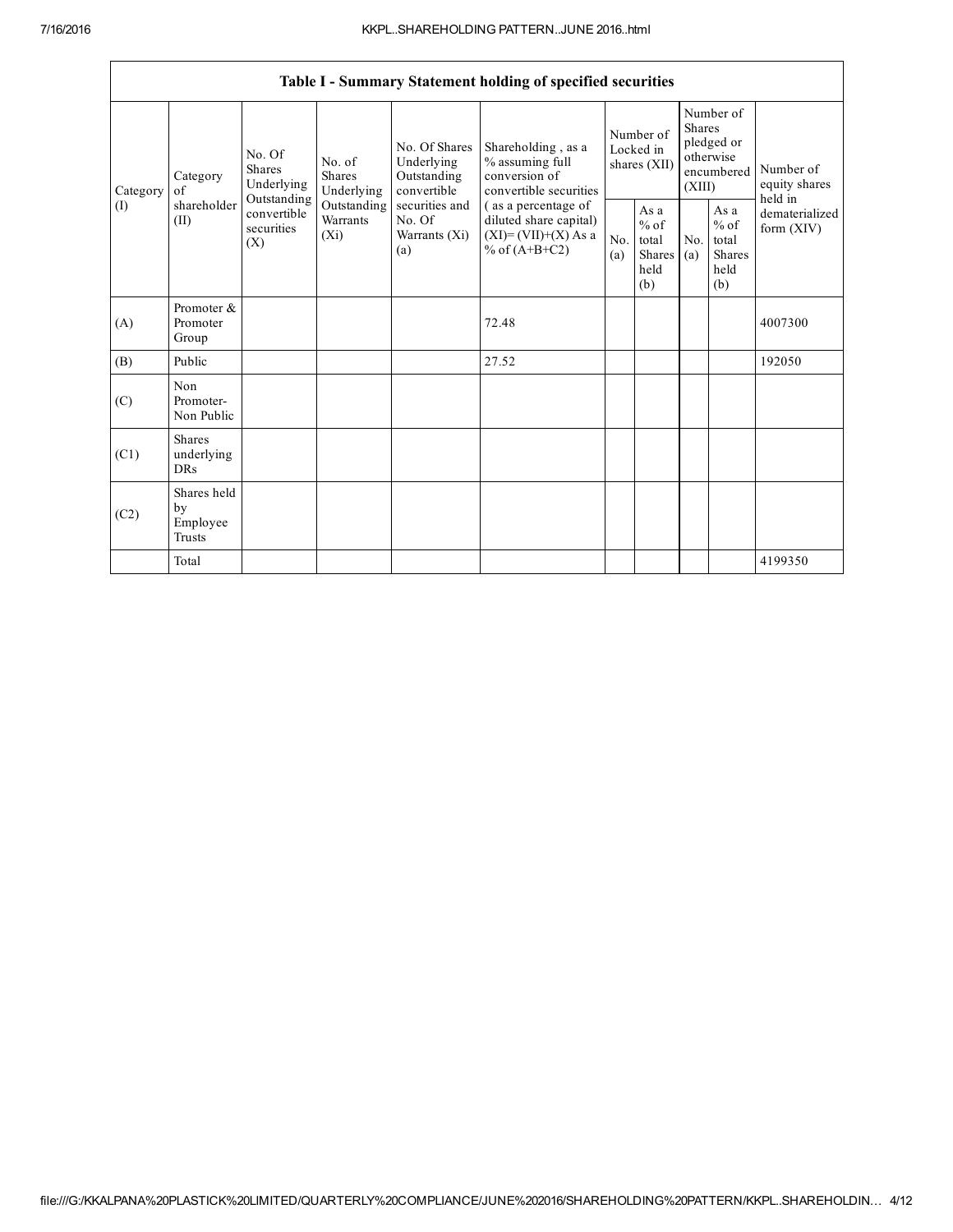| Table I - Summary Statement holding of specified securities | | | | | | | | | | | |
|---|---|---|---|---|---|---|---|---|---|---|---|
| Category (I) | Category of shareholder (II) | No. Of Shares Underlying Outstanding convertible securities (X) | No. of Shares Underlying Outstanding Warrants (Xi) | No. Of Shares Underlying Outstanding convertible securities and No. Of Warrants (Xi) (a) | Shareholding , as a % assuming full conversion of convertible securities ( as a percentage of diluted share capital) (XI)= (VII)+(X) As a % of (A+B+C2) | Number of Locked in shares (XII) | | Number of Shares pledged or otherwise encumbered (XIII) | | Number of equity shares held in dematerialized form (XIV) |
| | | | | | | No. (a) | As a % of total Shares held (b) | No. (a) | As a % of total Shares held (b) | |
| (A) | Promoter & Promoter Group | | | | 72.48 | | | | | 4007300 |
| (B) | Public | | | | 27.52 | | | | | 192050 |
| (C) | Non Promoter- Non Public | | | | | | | | | |
| (C1) | Shares underlying DRs | | | | | | | | | |
| (C2) | Shares held by Employee Trusts | | | | | | | | | |
| | Total | | | | | | | | | 4199350 |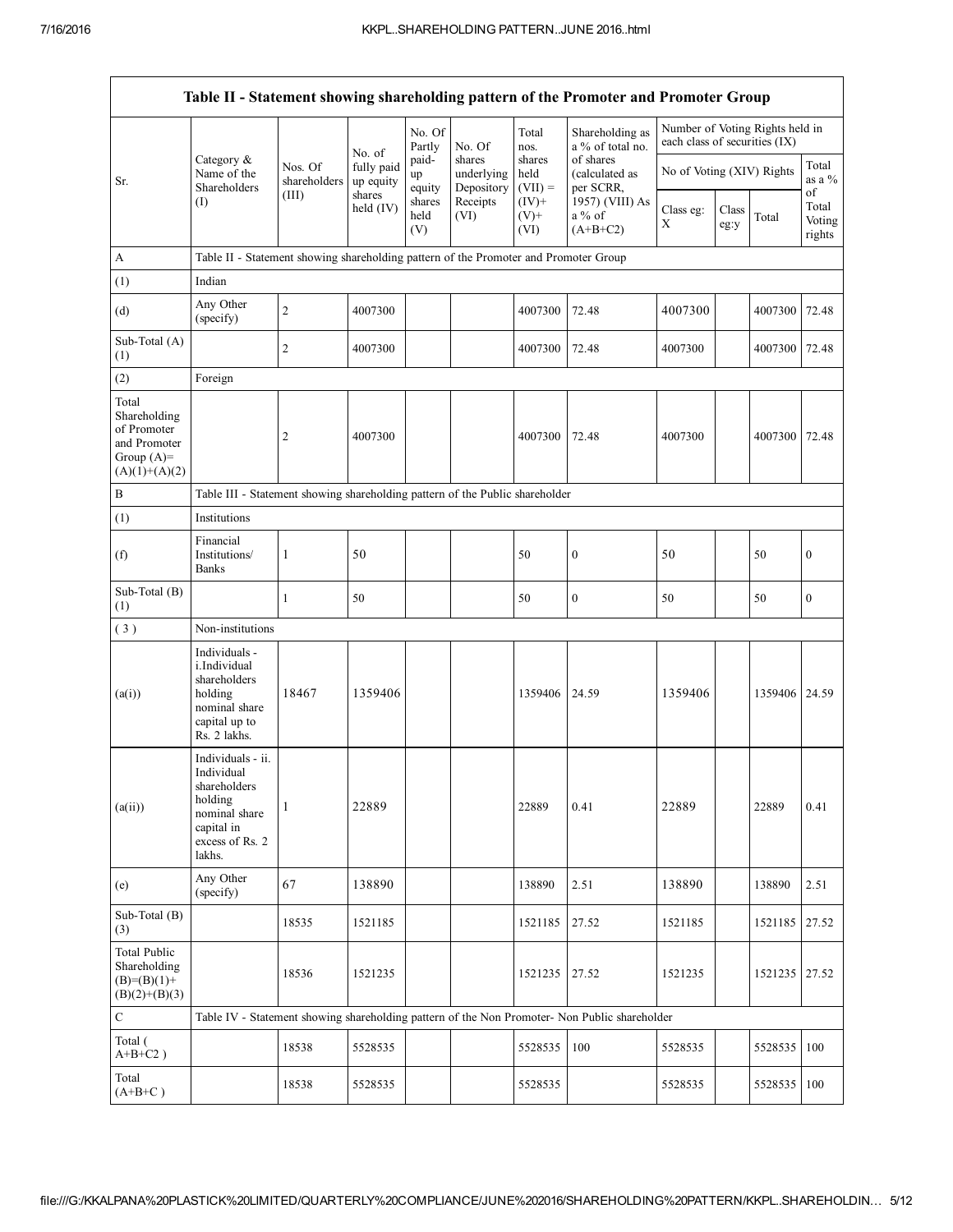| Table II - Statement showing shareholding pattern of the Promoter and Promoter Group | | | | | | | | | | | |
|---|---|---|---|---|---|---|---|---|---|---|---|
| Sr. | Category & Name of the Shareholders (I) | Nos. Of shareholders (III) | No. of fully paid up equity shares held (IV) | No. Of Partly paid-up equity shares held (V) | No. Of shares underlying Depository Receipts (VI) | Total nos. shares held (VII) = (IV)+ (V)+ (VI) | Shareholding as a % of total no. of shares (calculated as per SCRR, 1957) (VIII) As a % of (A+B+C2) | Number of Voting Rights held in each class of securities (IX) | | | |
| | | | | | | | | No of Voting (XIV) Rights | | | Total as a % of Total Voting rights |
| | | | | | | | | Class eg: X | Class eg:y | Total | |
| A | Table II - Statement showing shareholding pattern of the Promoter and Promoter Group | | | | | | | | | | |
| (1) | Indian | | | | | | | | | | |
| (d) | Any Other (specify) | 2 | 4007300 | | | 4007300 | 72.48 | 4007300 | | 4007300 | 72.48 |
| Sub-Total (A)(1) | | 2 | 4007300 | | | 4007300 | 72.48 | 4007300 | | 4007300 | 72.48 |
| (2) | Foreign | | | | | | | | | | |
| Total Shareholding of Promoter and Promoter Group (A)=(A)(1)+(A)(2) | | 2 | 4007300 | | | 4007300 | 72.48 | 4007300 | | 4007300 | 72.48 |
| B | Table III - Statement showing shareholding pattern of the Public shareholder | | | | | | | | | | |
| (1) | Institutions | | | | | | | | | | |
| (f) | Financial Institutions/ Banks | 1 | 50 | | | 50 | 0 | 50 | | 50 | 0 |
| Sub-Total (B)(1) | | 1 | 50 | | | 50 | 0 | 50 | | 50 | 0 |
| (3) | Non-institutions | | | | | | | | | | |
| (a(i)) | Individuals - i.Individual shareholders holding nominal share capital up to Rs. 2 lakhs. | 18467 | 1359406 | | | 1359406 | 24.59 | 1359406 | | 1359406 | 24.59 |
| (a(ii)) | Individuals - ii. Individual shareholders holding nominal share capital in excess of Rs. 2 lakhs. | 1 | 22889 | | | 22889 | 0.41 | 22889 | | 22889 | 0.41 |
| (e) | Any Other (specify) | 67 | 138890 | | | 138890 | 2.51 | 138890 | | 138890 | 2.51 |
| Sub-Total (B)(3) | | 18535 | 1521185 | | | 1521185 | 27.52 | 1521185 | | 1521185 | 27.52 |
| Total Public Shareholding (B)=(B)(1)+(B)(2)+(B)(3) | | 18536 | 1521235 | | | 1521235 | 27.52 | 1521235 | | 1521235 | 27.52 |
| C | Table IV - Statement showing shareholding pattern of the Non Promoter- Non Public shareholder | | | | | | | | | | |
| Total (A+B+C2) | | 18538 | 5528535 | | | 5528535 | 100 | 5528535 | | 5528535 | 100 |
| Total (A+B+C) | | 18538 | 5528535 | | | 5528535 | | 5528535 | | 5528535 | 100 |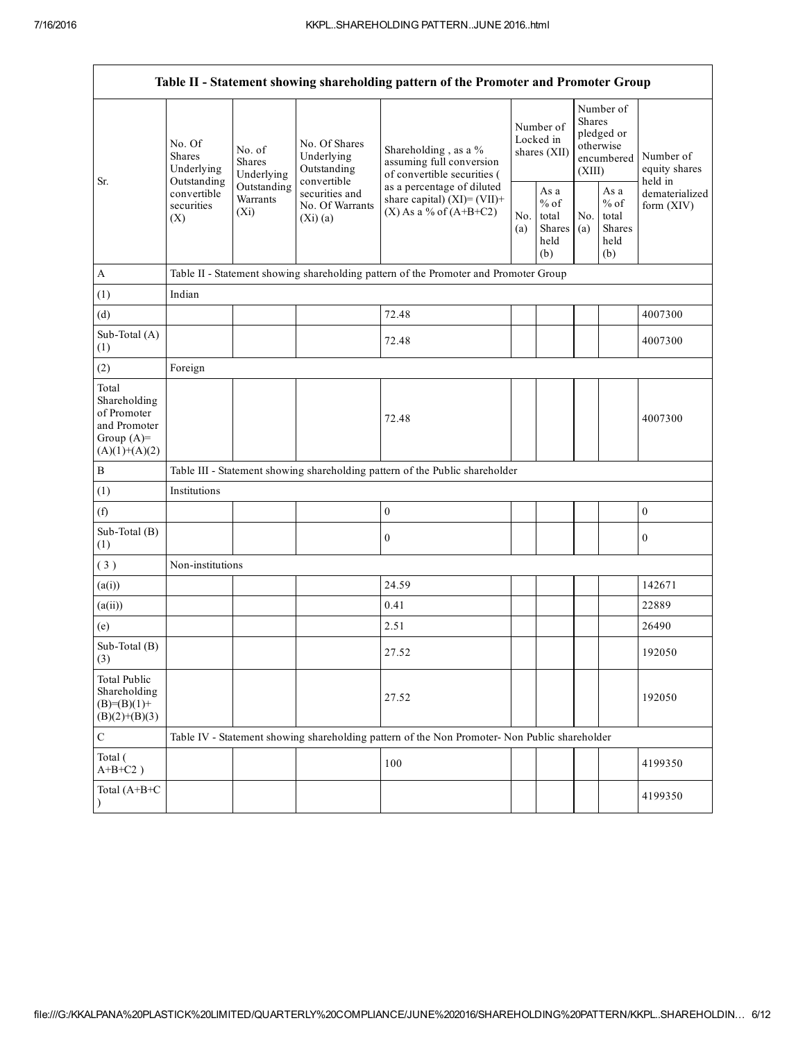| Table II - Statement showing shareholding pattern of the Promoter and Promoter Group | | | | | | | | | |
|---|---|---|---|---|---|---|---|---|---|
| Sr. | No. Of Shares Underlying Outstanding convertible securities (X) | No. of Shares Underlying Outstanding Warrants (Xi) | No. Of Shares Underlying Outstanding convertible securities and No. Of Warrants (Xi) (a) | Shareholding , as a % assuming full conversion of convertible securities ( as a percentage of diluted share capital) (XI)= (VII)+(X) As a % of (A+B+C2) | Number of Locked in shares (XII) | | Number of Shares pledged or otherwise encumbered (XIII) | | Number of equity shares held in dematerialized form (XIV) |
| | | | | | No. (a) | As a % of total Shares held (b) | No. (a) | As a % of total Shares held (b) | |
| A | Table II - Statement showing shareholding pattern of the Promoter and Promoter Group | | | | | | | | |
| (1) | Indian | | | | | | | | |
| (d) | | | | 72.48 | | | | | 4007300 |
| Sub-Total (A) (1) | | | | 72.48 | | | | | 4007300 |
| (2) | Foreign | | | | | | | | |
| Total Shareholding of Promoter and Promoter Group (A)=(A)(1)+(A)(2) | | | | 72.48 | | | | | 4007300 |
| B | Table III - Statement showing shareholding pattern of the Public shareholder | | | | | | | | |
| (1) | Institutions | | | | | | | | |
| (f) | | | | 0 | | | | | 0 |
| Sub-Total (B) (1) | | | | 0 | | | | | 0 |
| ( 3 ) | Non-institutions | | | | | | | | |
| (a(i)) | | | | 24.59 | | | | | 142671 |
| (a(ii)) | | | | 0.41 | | | | | 22889 |
| (e) | | | | 2.51 | | | | | 26490 |
| Sub-Total (B) (3) | | | | 27.52 | | | | | 192050 |
| Total Public Shareholding (B)=(B)(1)+(B)(2)+(B)(3) | | | | 27.52 | | | | | 192050 |
| C | Table IV - Statement showing shareholding pattern of the Non Promoter- Non Public shareholder | | | | | | | | |
| Total ( A+B+C2 ) | | | | 100 | | | | | 4199350 |
| Total (A+B+C ) | | | | | | | | | 4199350 |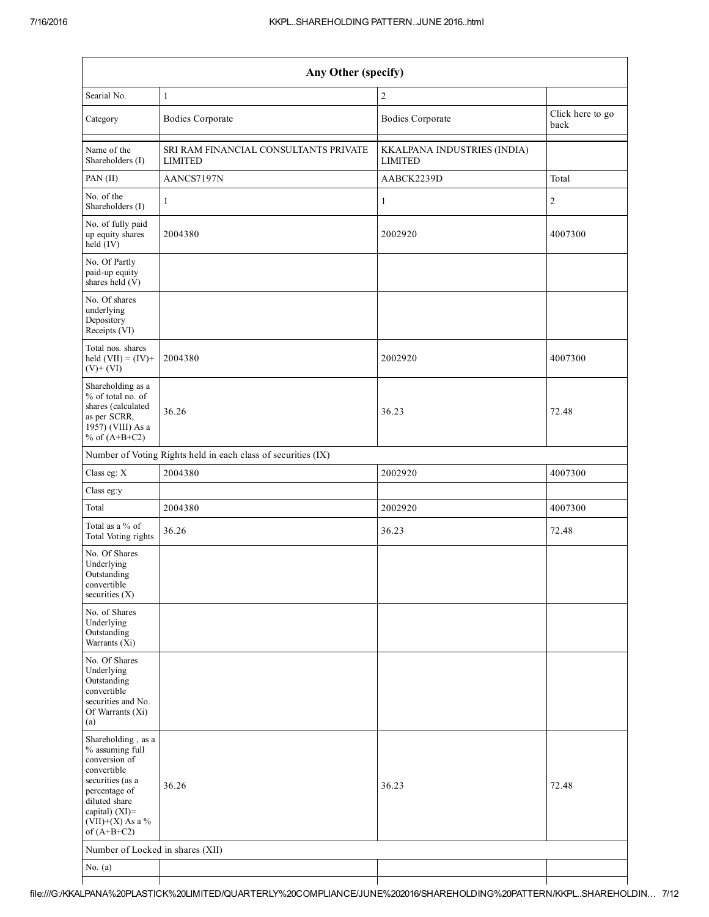| Any Other (specify) | | | |
|---|---|---|---|
| Searial No. | 1 | 2 | |
| Category | Bodies Corporate | Bodies Corporate | Click here to go back |
| Name of the Shareholders (I) | SRI RAM FINANCIAL CONSULTANTS PRIVATE LIMITED | KKALPANA INDUSTRIES (INDIA) LIMITED | |
| PAN (II) | AANCS7197N | AABCK2239D | Total |
| No. of the Shareholders (I) | 1 | 1 | 2 |
| No. of fully paid up equity shares held (IV) | 2004380 | 2002920 | 4007300 |
| No. Of Partly paid-up equity shares held (V) | | | |
| No. Of shares underlying Depository Receipts (VI) | | | |
| Total nos. shares held (VII) = (IV)+ (V)+ (VI) | 2004380 | 2002920 | 4007300 |
| Shareholding as a % of total no. of shares (calculated as per SCRR, 1957) (VIII) As a % of (A+B+C2) | 36.26 | 36.23 | 72.48 |
| Number of Voting Rights held in each class of securities (IX) | | | |
| Class eg: X | 2004380 | 2002920 | 4007300 |
| Class eg:y | | | |
| Total | 2004380 | 2002920 | 4007300 |
| Total as a % of Total Voting rights | 36.26 | 36.23 | 72.48 |
| No. Of Shares Underlying Outstanding convertible securities (X) | | | |
| No. of Shares Underlying Outstanding Warrants (Xi) | | | |
| No. Of Shares Underlying Outstanding convertible securities and No. Of Warrants (Xi) (a) | | | |
| Shareholding , as a % assuming full conversion of convertible securities (as a percentage of diluted share capital) (XI)= (VII)+(X) As a % of (A+B+C2) | 36.26 | 36.23 | 72.48 |
| Number of Locked in shares (XII) | | | |
| No. (a) | | | |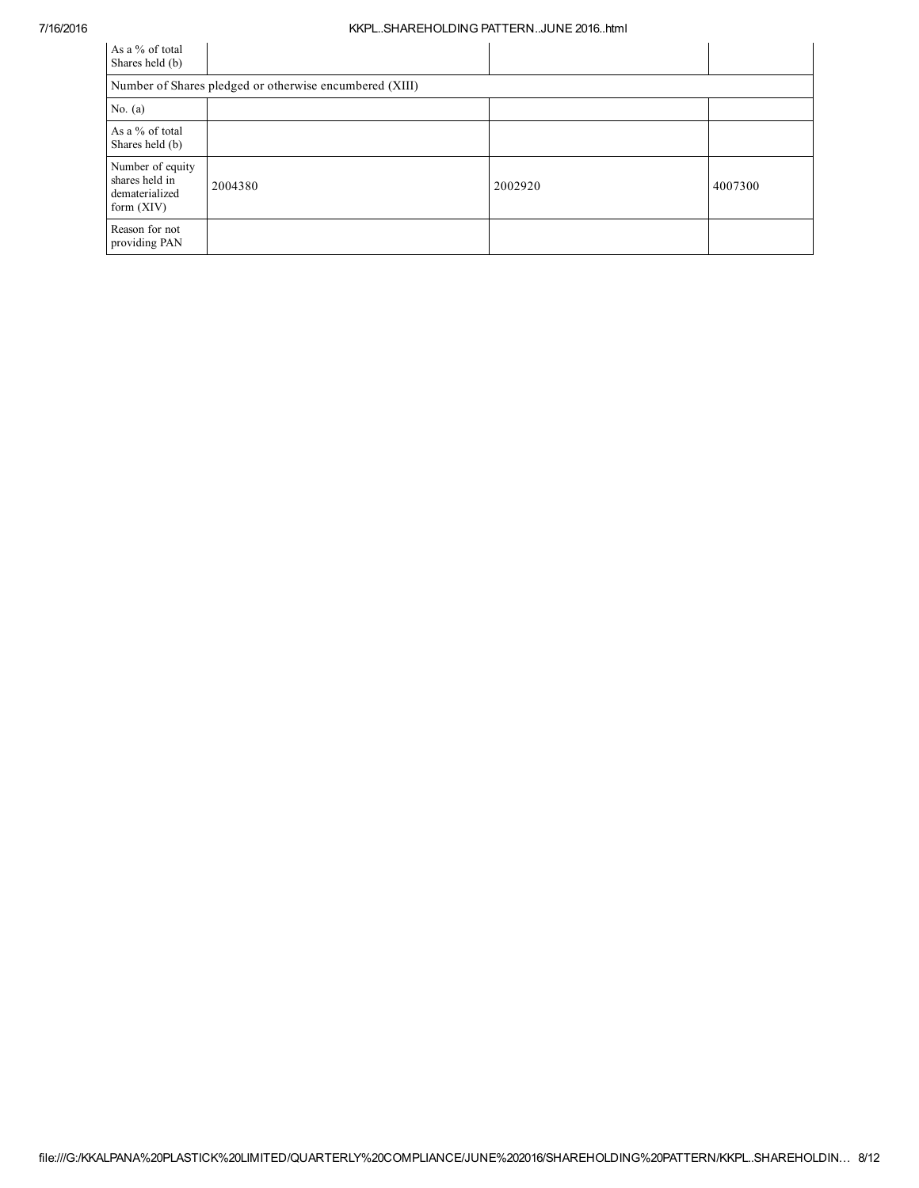| | | | |
|---|---|---|---|
| As a % of total Shares held (b) | | | |
| Number of Shares pledged or otherwise encumbered (XIII) | | | |
| No. (a) | | | |
| As a % of total Shares held (b) | | | |
| Number of equity shares held in dematerialized form (XIV) | 2004380 | 2002920 | 4007300 |
| Reason for not providing PAN | | | |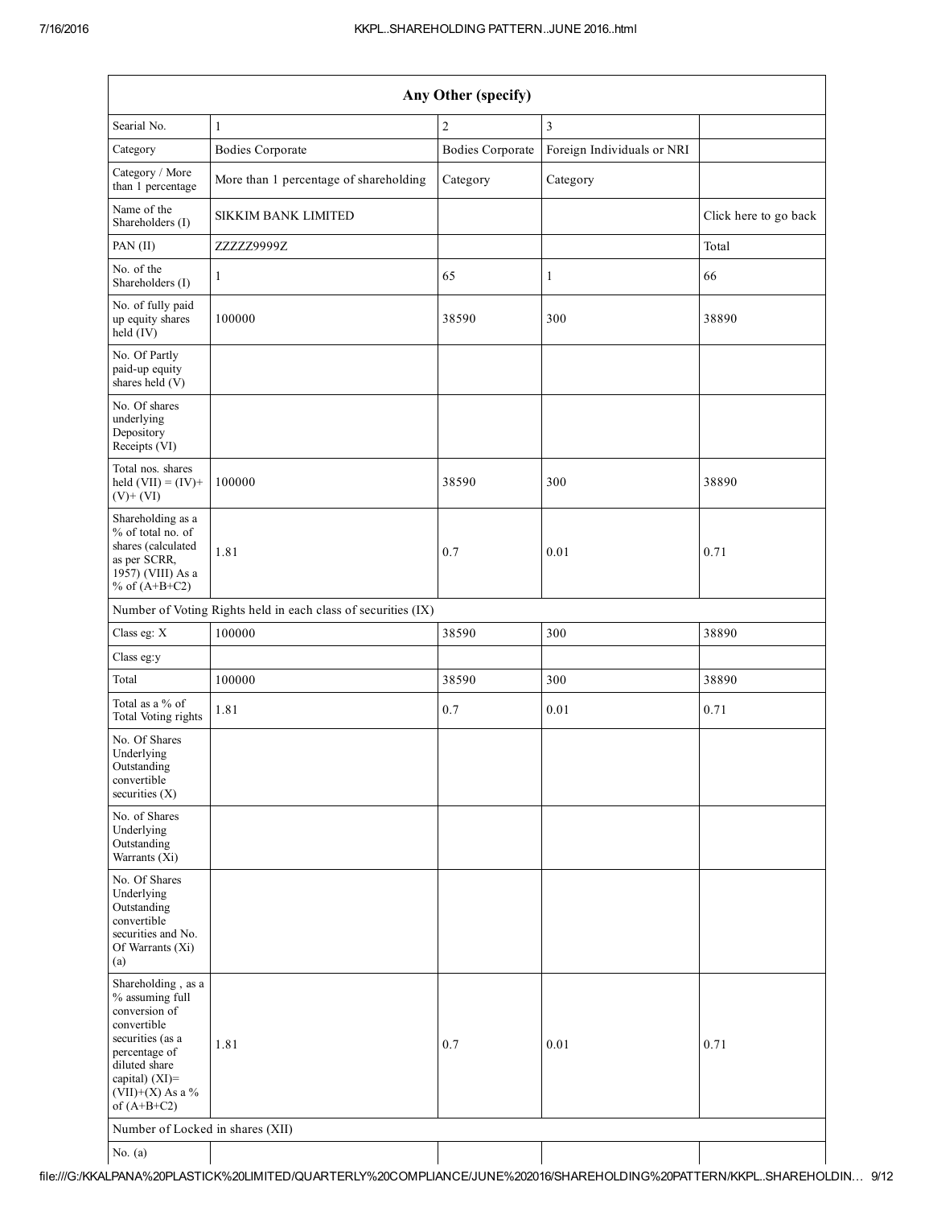| Any Other (specify) | | | | |
|---|---|---|---|---|
| Searial No. | 1 | 2 | 3 | |
| Category | Bodies Corporate | Bodies Corporate | Foreign Individuals or NRI | |
| Category / More than 1 percentage | More than 1 percentage of shareholding | Category | Category | |
| Name of the Shareholders (I) | SIKKIM BANK LIMITED | | | Click here to go back |
| PAN (II) | ZZZZZ9999Z | | | Total |
| No. of the Shareholders (I) | 1 | 65 | 1 | 66 |
| No. of fully paid up equity shares held (IV) | 100000 | 38590 | 300 | 38890 |
| No. Of Partly paid-up equity shares held (V) | | | | |
| No. Of shares underlying Depository Receipts (VI) | | | | |
| Total nos. shares held (VII) = (IV)+(V)+ (VI) | 100000 | 38590 | 300 | 38890 |
| Shareholding as a % of total no. of shares (calculated as per SCRR, 1957) (VIII) As a % of (A+B+C2) | 1.81 | 0.7 | 0.01 | 0.71 |
| Number of Voting Rights held in each class of securities (IX) | | | | |
| Class eg: X | 100000 | 38590 | 300 | 38890 |
| Class eg:y | | | | |
| Total | 100000 | 38590 | 300 | 38890 |
| Total as a % of Total Voting rights | 1.81 | 0.7 | 0.01 | 0.71 |
| No. Of Shares Underlying Outstanding convertible securities (X) | | | | |
| No. of Shares Underlying Outstanding Warrants (Xi) | | | | |
| No. Of Shares Underlying Outstanding convertible securities and No. Of Warrants (Xi) (a) | | | | |
| Shareholding , as a % assuming full conversion of convertible securities (as a percentage of diluted share capital) (XI)= (VII)+(X) As a % of (A+B+C2) | 1.81 | 0.7 | 0.01 | 0.71 |
| Number of Locked in shares (XII) | | | | |
| No. (a) | | | | |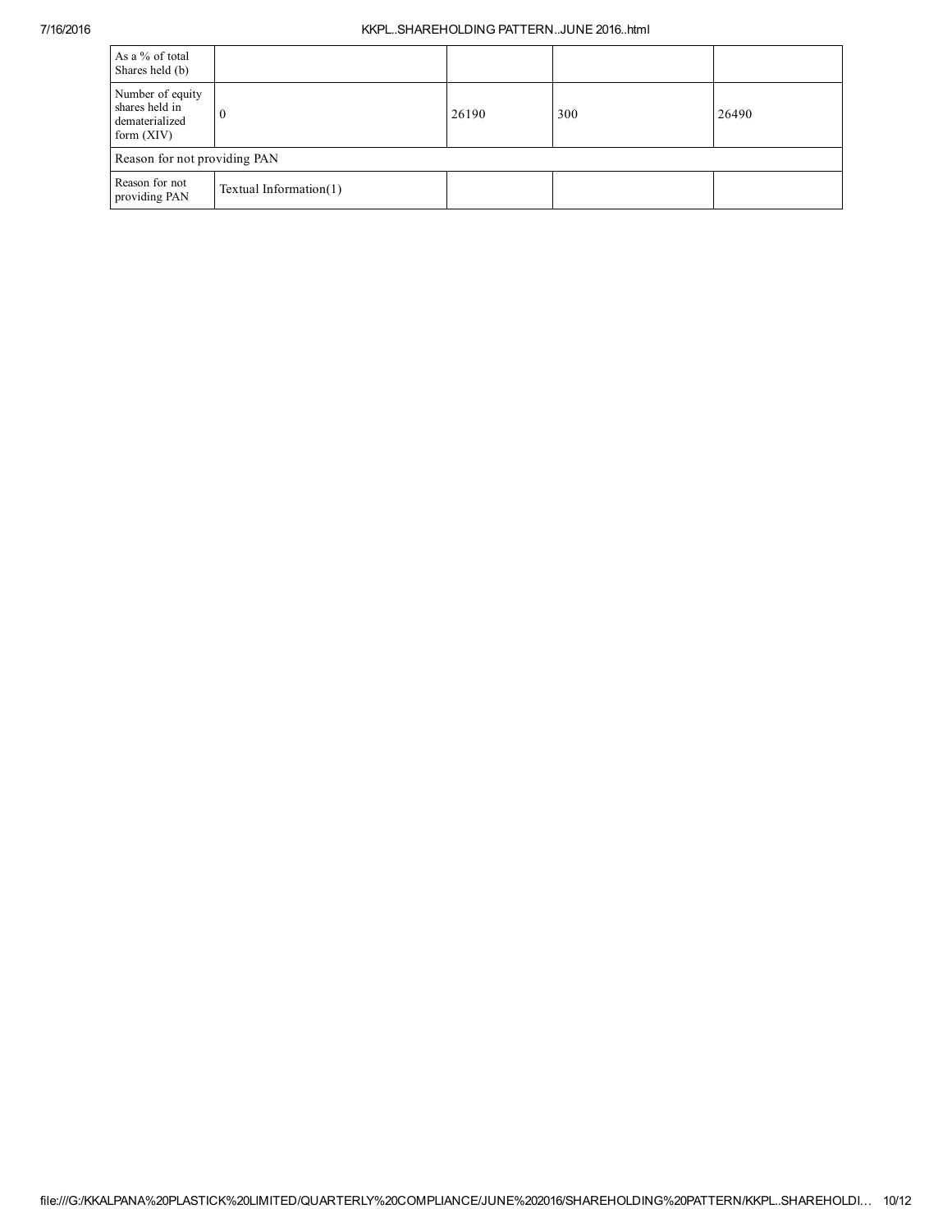| | | | | |
|---|---|---|---|---|
| As a % of total Shares held (b) | | | | |
| Number of equity shares held in dematerialized form (XIV) | 0 | 26190 | 300 | 26490 |
| Reason for not providing PAN | | | | |
| Reason for not providing PAN | Textual Information(1) | | | |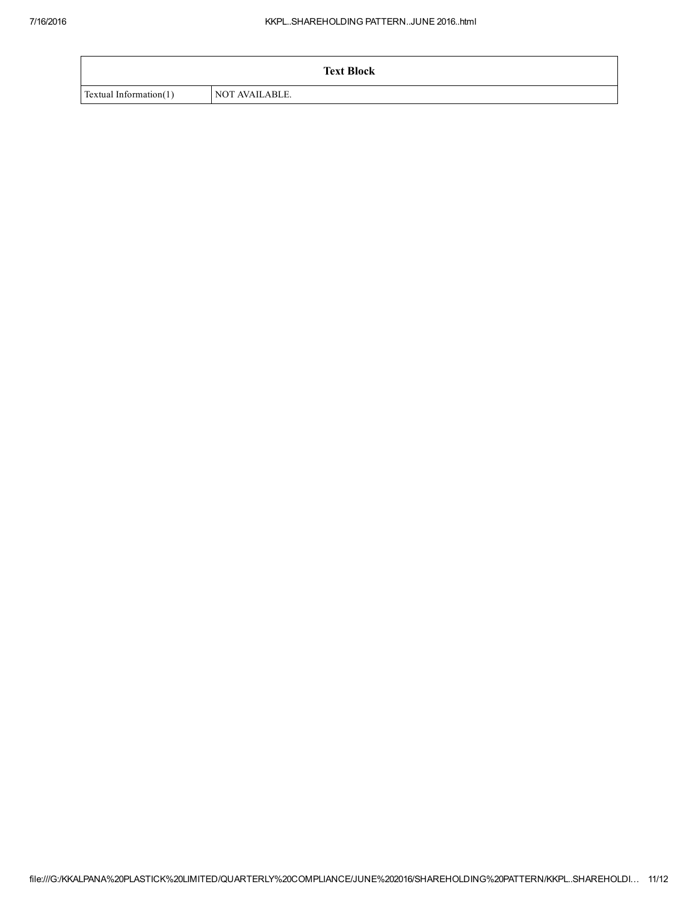| Text Block | |
|---|---|
| Textual Information(1) | NOT AVAILABLE. |